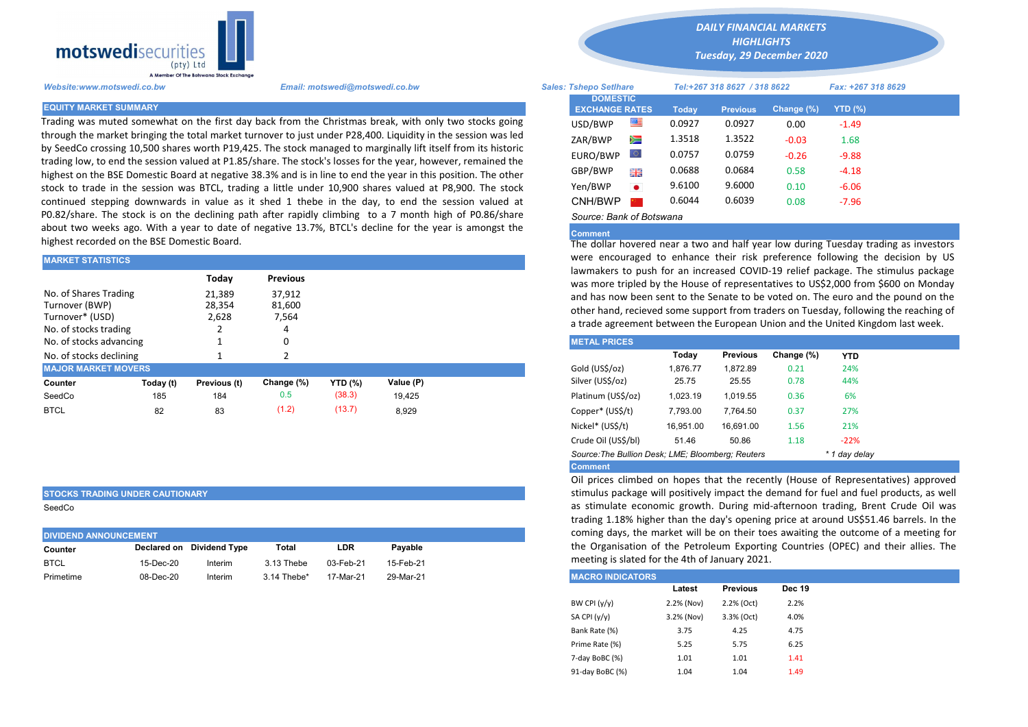motswedisecurities (pty) Ltd
A Member Of The Botswana Stock Exchange

*DAILY FINANCIAL MARKETS HIGHLIGHTS*
*Tuesday, 29 December 2020*

*Website:www.motswedi.co.bw* *Email: motswedi@motswedi.co.bw* *Sales: Tshepo Setlhare* *Tel:+267 318 8627 / 318 8622* *Fax: +267 318 8629*

## EQUITY MARKET SUMMARY

Trading was muted somewhat on the first day back from the Christmas break, with only two stocks going through the market bringing the total market turnover to just under P28,400. Liquidity in the session was led by SeedCo crossing 10,500 shares worth P19,425. The stock managed to marginally lift itself from its historic trading low, to end the session valued at P1.85/share. The stock's losses for the year, however, remained the highest on the BSE Domestic Board at negative 38.3% and is in line to end the year in this position. The other stock to trade in the session was BTCL, trading a little under 10,900 shares valued at P8,900. The stock continued stepping downwards in value as it shed 1 thebe in the day, to end the session valued at P0.82/share. The stock is on the declining path after rapidly climbing to a 7 month high of P0.86/share about two weeks ago. With a year to date of negative 13.7%, BTCL's decline for the year is amongst the highest recorded on the BSE Domestic Board.

## MARKET STATISTICS

| | Today | Previous |
|---|---|---|
| No. of Shares Trading | 21,389 | 37,912 |
| Turnover (BWP) | 28,354 | 81,600 |
| Turnover* (USD) | 2,628 | 7,564 |
| No. of stocks trading | 2 | 4 |
| No. of stocks advancing | 1 | 0 |
| No. of stocks declining | 1 | 2 |

## MAJOR MARKET MOVERS

| Counter | Today (t) | Previous (t) | Change (%) | YTD (%) | Value (P) |
|---|---|---|---|---|---|
| SeedCo | 185 | 184 | 0.5 | (38.3) | 19,425 |
| BTCL | 82 | 83 | (1.2) | (13.7) | 8,929 |

## STOCKS TRADING UNDER CAUTIONARY

SeedCo

## DIVIDEND ANNOUNCEMENT

| Counter | Declared on | Dividend Type | Total | LDR | Payable |
|---|---|---|---|---|---|
| BTCL | 15-Dec-20 | Interim | 3.13 Thebe | 03-Feb-21 | 15-Feb-21 |
| Primetime | 08-Dec-20 | Interim | 3.14 Thebe* | 17-Mar-21 | 29-Mar-21 |

## DOMESTIC EXCHANGE RATES

| DOMESTIC EXCHANGE RATES | Today | Previous | Change (%) | YTD (%) |
|---|---|---|---|---|
| USD/BWP | 0.0927 | 0.0927 | 0.00 | -1.49 |
| ZAR/BWP | 1.3518 | 1.3522 | -0.03 | 1.68 |
| EURO/BWP | 0.0757 | 0.0759 | -0.26 | -9.88 |
| GBP/BWP | 0.0688 | 0.0684 | 0.58 | -4.18 |
| Yen/BWP | 9.6100 | 9.6000 | 0.10 | -6.06 |
| CNH/BWP | 0.6044 | 0.6039 | 0.08 | -7.96 |

*Source: Bank of Botswana*

**Comment**

The dollar hovered near a two and half year low during Tuesday trading as investors were encouraged to enhance their risk preference following the decision by US lawmakers to push for an increased COVID-19 relief package. The stimulus package was more tripled by the House of representatives to US$2,000 from $600 on Monday and has now been sent to the Senate to be voted on. The euro and the pound on the other hand, recieved some support from traders on Tuesday, following the reaching of a trade agreement between the European Union and the United Kingdom last week.

## METAL PRICES

| | Today | Previous | Change (%) | YTD |
|---|---|---|---|---|
| Gold (US$/oz) | 1,876.77 | 1,872.89 | 0.21 | 24% |
| Silver (US$/oz) | 25.75 | 25.55 | 0.78 | 44% |
| Platinum (US$/oz) | 1,023.19 | 1,019.55 | 0.36 | 6% |
| Copper* (US$/t) | 7,793.00 | 7,764.50 | 0.37 | 27% |
| Nickel* (US$/t) | 16,951.00 | 16,691.00 | 1.56 | 21% |
| Crude Oil (US$/bl) | 51.46 | 50.86 | 1.18 | -22% |

*Source:The Bullion Desk; LME; Bloomberg; Reuters* *\* 1 day delay*

**Comment**

Oil prices climbed on hopes that the recently (House of Representatives) approved stimulus package will positively impact the demand for fuel and fuel products, as well as stimulate economic growth. During mid-afternoon trading, Brent Crude Oil was trading 1.18% higher than the day's opening price at around US$51.46 barrels. In the coming days, the market will be on their toes awaiting the outcome of a meeting for the Organisation of the Petroleum Exporting Countries (OPEC) and their allies. The meeting is slated for the 4th of January 2021.

## MACRO INDICATORS

| | Latest | Previous | Dec 19 |
|---|---|---|---|
| BW CPI (y/y) | 2.2% (Nov) | 2.2% (Oct) | 2.2% |
| SA CPI (y/y) | 3.2% (Nov) | 3.3% (Oct) | 4.0% |
| Bank Rate (%) | 3.75 | 4.25 | 4.75 |
| Prime Rate (%) | 5.25 | 5.75 | 6.25 |
| 7-day BoBC (%) | 1.01 | 1.01 | 1.41 |
| 91-day BoBC (%) | 1.04 | 1.04 | 1.49 |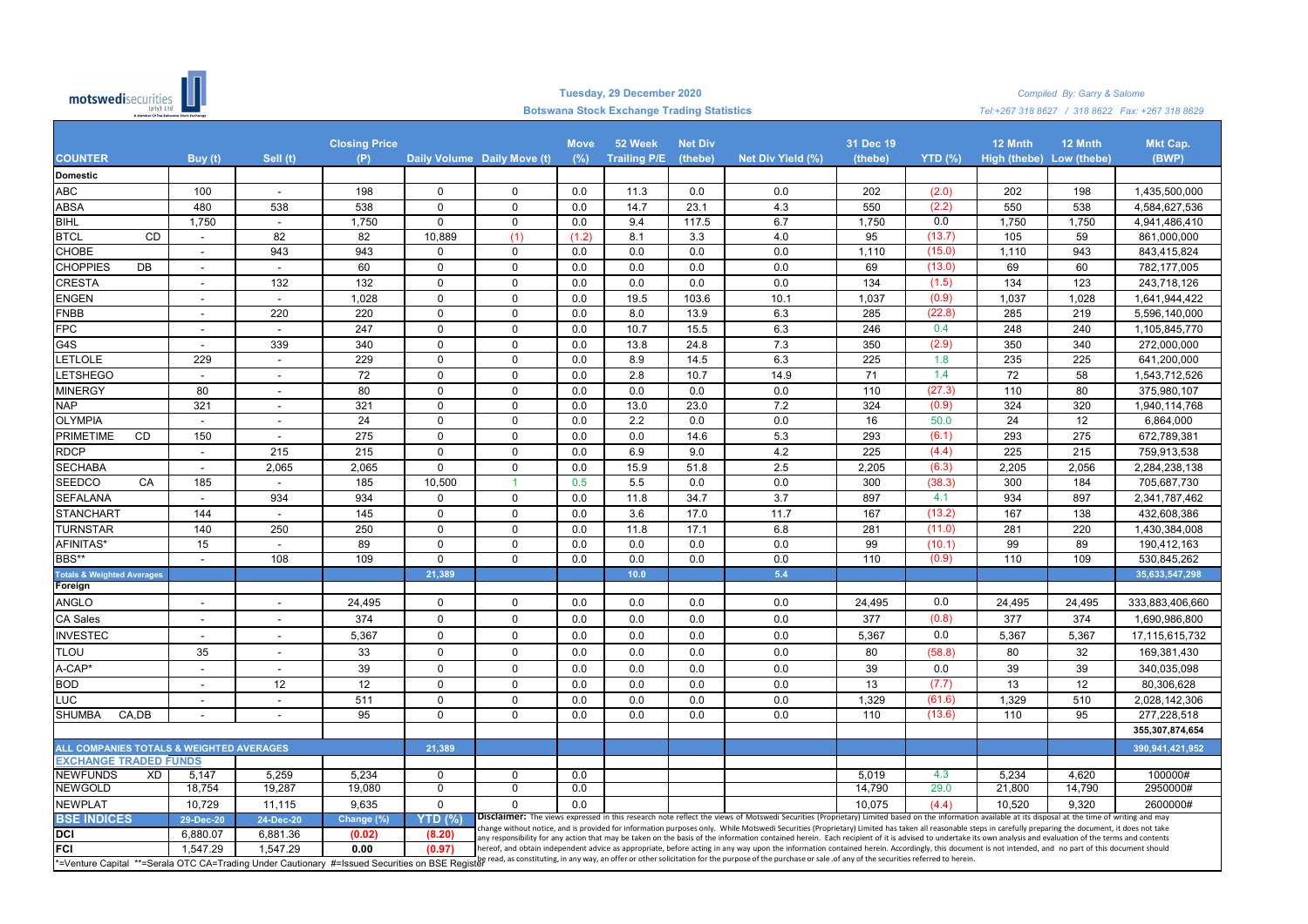motswedisecurities (pty) Ltd — A Member Of The Botswana Stock Exchange

**Tuesday, 29 December 2020**

**Botswana Stock Exchange Trading Statistics**

*Compiled By: Garry & Salome*

*Tel:+267 318 8627 / 318 8622 Fax: +267 318 8629*

| COUNTER | Buy (t) | Sell (t) | Closing Price (P) | Daily Volume | Daily Move (t) | Move (%) | 52 Week Trailing P/E | Net Div (thebe) | Net Div Yield (%) | 31 Dec 19 (thebe) | YTD (%) | 12 Mnth High (thebe) | 12 Mnth Low (thebe) | Mkt Cap. (BWP) |
|---|---|---|---|---|---|---|---|---|---|---|---|---|---|---|
| **Domestic** | | | | | | | | | | | | | | |
| ABC | 100 | - | 198 | 0 | 0 | 0.0 | 11.3 | 0.0 | 0.0 | 202 | (2.0) | 202 | 198 | 1,435,500,000 |
| ABSA | 480 | 538 | 538 | 0 | 0 | 0.0 | 14.7 | 23.1 | 4.3 | 550 | (2.2) | 550 | 538 | 4,584,627,536 |
| BIHL | 1,750 | - | 1,750 | 0 | 0 | 0.0 | 9.4 | 117.5 | 6.7 | 1,750 | 0.0 | 1,750 | 1,750 | 4,941,486,410 |
| BTCL CD | - | 82 | 82 | 10,889 | (1) | (1.2) | 8.1 | 3.3 | 4.0 | 95 | (13.7) | 105 | 59 | 861,000,000 |
| CHOBE | - | 943 | 943 | 0 | 0 | 0.0 | 0.0 | 0.0 | 0.0 | 1,110 | (15.0) | 1,110 | 943 | 843,415,824 |
| CHOPPIES DB | - | - | 60 | 0 | 0 | 0.0 | 0.0 | 0.0 | 0.0 | 69 | (13.0) | 69 | 60 | 782,177,005 |
| CRESTA | - | 132 | 132 | 0 | 0 | 0.0 | 0.0 | 0.0 | 0.0 | 134 | (1.5) | 134 | 123 | 243,718,126 |
| ENGEN | - | - | 1,028 | 0 | 0 | 0.0 | 19.5 | 103.6 | 10.1 | 1,037 | (0.9) | 1,037 | 1,028 | 1,641,944,422 |
| FNBB | - | 220 | 220 | 0 | 0 | 0.0 | 8.0 | 13.9 | 6.3 | 285 | (22.8) | 285 | 219 | 5,596,140,000 |
| FPC | - | - | 247 | 0 | 0 | 0.0 | 10.7 | 15.5 | 6.3 | 246 | 0.4 | 248 | 240 | 1,105,845,770 |
| G4S | - | 339 | 340 | 0 | 0 | 0.0 | 13.8 | 24.8 | 7.3 | 350 | (2.9) | 350 | 340 | 272,000,000 |
| LETLOLE | 229 | - | 229 | 0 | 0 | 0.0 | 8.9 | 14.5 | 6.3 | 225 | 1.8 | 235 | 225 | 641,200,000 |
| LETSHEGO | - | - | 72 | 0 | 0 | 0.0 | 2.8 | 10.7 | 14.9 | 71 | 1.4 | 72 | 58 | 1,543,712,526 |
| MINERGY | 80 | - | 80 | 0 | 0 | 0.0 | 0.0 | 0.0 | 0.0 | 110 | (27.3) | 110 | 80 | 375,980,107 |
| NAP | 321 | - | 321 | 0 | 0 | 0.0 | 13.0 | 23.0 | 7.2 | 324 | (0.9) | 324 | 320 | 1,940,114,768 |
| OLYMPIA | - | - | 24 | 0 | 0 | 0.0 | 2.2 | 0.0 | 0.0 | 16 | 50.0 | 24 | 12 | 6,864,000 |
| PRIMETIME CD | 150 | - | 275 | 0 | 0 | 0.0 | 0.0 | 14.6 | 5.3 | 293 | (6.1) | 293 | 275 | 672,789,381 |
| RDCP | - | 215 | 215 | 0 | 0 | 0.0 | 6.9 | 9.0 | 4.2 | 225 | (4.4) | 225 | 215 | 759,913,538 |
| SECHABA | - | 2,065 | 2,065 | 0 | 0 | 0.0 | 15.9 | 51.8 | 2.5 | 2,205 | (6.3) | 2,205 | 2,056 | 2,284,238,138 |
| SEEDCO CA | 185 | - | 185 | 10,500 | 1 | 0.5 | 5.5 | 0.0 | 0.0 | 300 | (38.3) | 300 | 184 | 705,687,730 |
| SEFALANA | - | 934 | 934 | 0 | 0 | 0.0 | 11.8 | 34.7 | 3.7 | 897 | 4.1 | 934 | 897 | 2,341,787,462 |
| STANCHART | 144 | - | 145 | 0 | 0 | 0.0 | 3.6 | 17.0 | 11.7 | 167 | (13.2) | 167 | 138 | 432,608,386 |
| TURNSTAR | 140 | 250 | 250 | 0 | 0 | 0.0 | 11.8 | 17.1 | 6.8 | 281 | (11.0) | 281 | 220 | 1,430,384,008 |
| AFINITAS* | 15 | - | 89 | 0 | 0 | 0.0 | 0.0 | 0.0 | 0.0 | 99 | (10.1) | 99 | 89 | 190,412,163 |
| BBS** | - | 108 | 109 | 0 | 0 | 0.0 | 0.0 | 0.0 | 0.0 | 110 | (0.9) | 110 | 109 | 530,845,262 |
| **Totals & Weighted Averages** | | | | **21,389** | | | **10.0** | | **5.4** | | | | | **35,633,547,298** |
| **Foreign** | | | | | | | | | | | | | | |
| ANGLO | - | - | 24,495 | 0 | 0 | 0.0 | 0.0 | 0.0 | 0.0 | 24,495 | 0.0 | 24,495 | 24,495 | 333,883,406,660 |
| CA Sales | - | - | 374 | 0 | 0 | 0.0 | 0.0 | 0.0 | 0.0 | 377 | (0.8) | 377 | 374 | 1,690,986,800 |
| INVESTEC | - | - | 5,367 | 0 | 0 | 0.0 | 0.0 | 0.0 | 0.0 | 5,367 | 0.0 | 5,367 | 5,367 | 17,115,615,732 |
| TLOU | 35 | - | 33 | 0 | 0 | 0.0 | 0.0 | 0.0 | 0.0 | 80 | (58.8) | 80 | 32 | 169,381,430 |
| A-CAP* | - | - | 39 | 0 | 0 | 0.0 | 0.0 | 0.0 | 0.0 | 39 | 0.0 | 39 | 39 | 340,035,098 |
| BOD | - | 12 | 12 | 0 | 0 | 0.0 | 0.0 | 0.0 | 0.0 | 13 | (7.7) | 13 | 12 | 80,306,628 |
| LUC | - | - | 511 | 0 | 0 | 0.0 | 0.0 | 0.0 | 0.0 | 1,329 | (61.6) | 1,329 | 510 | 2,028,142,306 |
| SHUMBA CA,DB | - | - | 95 | 0 | 0 | 0.0 | 0.0 | 0.0 | 0.0 | 110 | (13.6) | 110 | 95 | 277,228,518 |
| | | | | | | | | | | | | | | **355,307,874,654** |
| **ALL COMPANIES TOTALS & WEIGHTED AVERAGES** | | | | **21,389** | | | | | | | | | | **390,941,421,952** |
| **EXCHANGE TRADED FUNDS** | | | | | | | | | | | | | | |
| NEWFUNDS XD | 5,147 | 5,259 | 5,234 | 0 | 0 | 0.0 | | | | 5,019 | 4.3 | 5,234 | 4,620 | 100000# |
| NEWGOLD | 18,754 | 19,287 | 19,080 | 0 | 0 | 0.0 | | | | 14,790 | 29.0 | 21,800 | 14,790 | 2950000# |
| NEWPLAT | 10,729 | 11,115 | 9,635 | 0 | 0 | 0.0 | | | | 10,075 | (4.4) | 10,520 | 9,320 | 2600000# |

| BSE INDICES | 29-Dec-20 | 24-Dec-20 | Change (%) | YTD (%) |
|---|---|---|---|---|
| DCI | 6,880.07 | 6,881.36 | (0.02) | (8.20) |
| FCI | 1,547.29 | 1,547.29 | 0.00 | (0.97) |

*=Venture Capital **=Serala OTC CA=Trading Under Cautionary #=Issued Securities on BSE Register

**Disclaimer:** The views expressed in this research note reflect the views of Motswedi Securities (Proprietary) Limited based on the information available at its disposal at the time of writing and may change without notice, and is provided for information purposes only. While Motswedi Securities (Proprietary) Limited has taken all reasonable steps in carefully preparing the document, it does not take any responsibility for any action that may be taken on the basis of the information contained herein. Each recipient of it is advised to undertake its own analysis and evaluation of the terms and contents hereof, and obtain independent advice as appropriate, before acting in any way upon the information contained herein. Accordingly, this document is not intended, and no part of this document should be read, as constituting, in any way, an offer or other solicitation for the purpose of the purchase or sale .of any of the securities referred to herein.